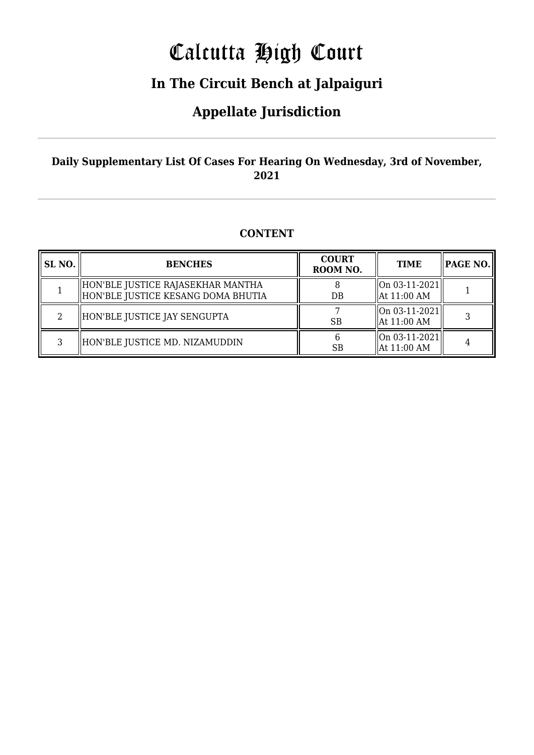# Calcutta High Court

## In The Circuit Bench at Jalpaiguri

## Appellate Jurisdiction

**Daily Supplementary List Of Cases For Hearing On Wednesday, 3rd of November, 2021**

**CONTENT**

| SL NO. | BENCHES | COURT ROOM NO. | TIME | PAGE NO. |
|---|---|---|---|---|
| 1 | HON'BLE JUSTICE RAJASEKHAR MANTHA<br>HON'BLE JUSTICE KESANG DOMA BHUTIA | 8<br>DB | On 03-11-2021<br>At 11:00 AM | 1 |
| 2 | HON'BLE JUSTICE JAY SENGUPTA | 7<br>SB | On 03-11-2021<br>At 11:00 AM | 3 |
| 3 | HON'BLE JUSTICE MD. NIZAMUDDIN | 6<br>SB | On 03-11-2021<br>At 11:00 AM | 4 |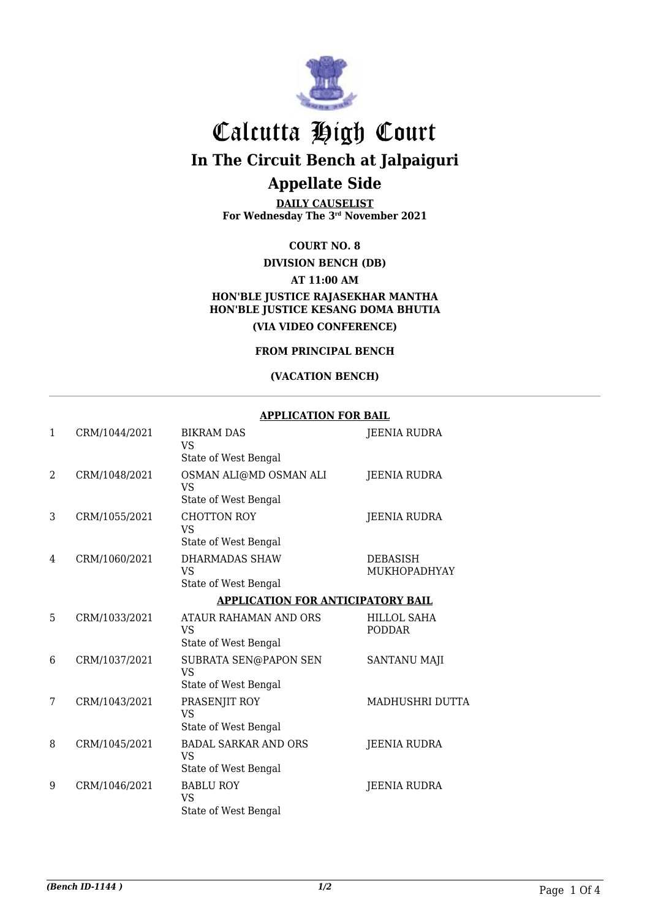# Calcutta High Court

## In The Circuit Bench at Jalpaiguri

## Appellate Side

**DAILY CAUSELIST**
**For Wednesday The 3rd November 2021**

**COURT NO. 8**

**DIVISION BENCH (DB)**

**AT 11:00 AM**

**HON'BLE JUSTICE RAJASEKHAR MANTHA**
**HON'BLE JUSTICE KESANG DOMA BHUTIA**

**(VIA VIDEO CONFERENCE)**

**FROM PRINCIPAL BENCH**

**(VACATION BENCH)**

**APPLICATION FOR BAIL**

| | | | |
|---|---|---|---|
| 1 | CRM/1044/2021 | BIKRAM DAS<br>VS<br>State of West Bengal | JEENIA RUDRA |
| 2 | CRM/1048/2021 | OSMAN ALI@MD OSMAN ALI<br>VS<br>State of West Bengal | JEENIA RUDRA |
| 3 | CRM/1055/2021 | CHOTTON ROY<br>VS<br>State of West Bengal | JEENIA RUDRA |
| 4 | CRM/1060/2021 | DHARMADAS SHAW<br>VS<br>State of West Bengal | DEBASISH MUKHOPADHYAY |

**APPLICATION FOR ANTICIPATORY BAIL**

| | | | |
|---|---|---|---|
| 5 | CRM/1033/2021 | ATAUR RAHAMAN AND ORS<br>VS<br>State of West Bengal | HILLOL SAHA PODDAR |
| 6 | CRM/1037/2021 | SUBRATA SEN@PAPON SEN<br>VS<br>State of West Bengal | SANTANU MAJI |
| 7 | CRM/1043/2021 | PRASENJIT ROY<br>VS<br>State of West Bengal | MADHUSHRI DUTTA |
| 8 | CRM/1045/2021 | BADAL SARKAR AND ORS<br>VS<br>State of West Bengal | JEENIA RUDRA |
| 9 | CRM/1046/2021 | BABLU ROY<br>VS<br>State of West Bengal | JEENIA RUDRA |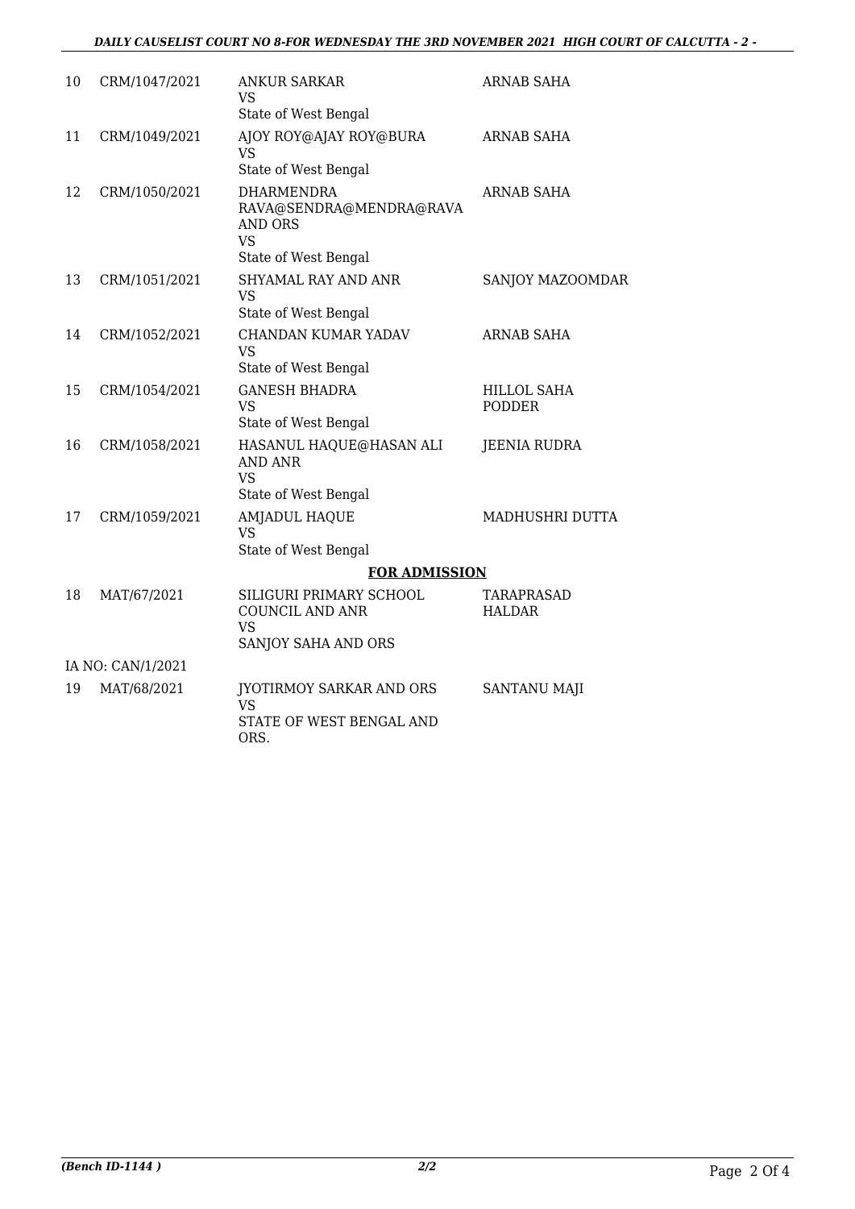| | | | |
|---|---|---|---|
| 10 | CRM/1047/2021 | ANKUR SARKAR<br>VS<br>State of West Bengal | ARNAB SAHA |
| 11 | CRM/1049/2021 | AJOY ROY@AJAY ROY@BURA<br>VS<br>State of West Bengal | ARNAB SAHA |
| 12 | CRM/1050/2021 | DHARMENDRA RAVA@SENDRA@MENDRA@RAVA AND ORS<br>VS<br>State of West Bengal | ARNAB SAHA |
| 13 | CRM/1051/2021 | SHYAMAL RAY AND ANR<br>VS<br>State of West Bengal | SANJOY MAZOOMDAR |
| 14 | CRM/1052/2021 | CHANDAN KUMAR YADAV<br>VS<br>State of West Bengal | ARNAB SAHA |
| 15 | CRM/1054/2021 | GANESH BHADRA<br>VS<br>State of West Bengal | HILLOL SAHA PODDER |
| 16 | CRM/1058/2021 | HASANUL HAQUE@HASAN ALI AND ANR<br>VS<br>State of West Bengal | JEENIA RUDRA |
| 17 | CRM/1059/2021 | AMJADUL HAQUE<br>VS<br>State of West Bengal | MADHUSHRI DUTTA |

**FOR ADMISSION**

| | | | |
|---|---|---|---|
| 18 | MAT/67/2021 | SILIGURI PRIMARY SCHOOL COUNCIL AND ANR<br>VS<br>SANJOY SAHA AND ORS | TARAPRASAD HALDAR |
| | IA NO: CAN/1/2021 | | |
| 19 | MAT/68/2021 | JYOTIRMOY SARKAR AND ORS<br>VS<br>STATE OF WEST BENGAL AND ORS. | SANTANU MAJI |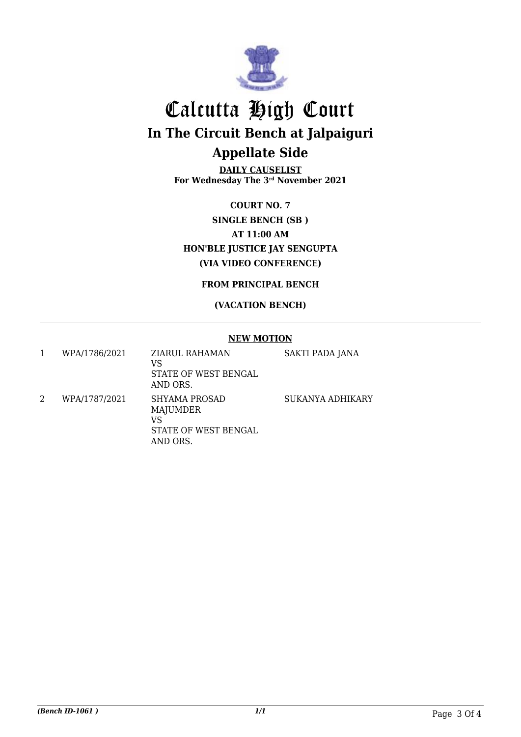# Calcutta High Court

## In The Circuit Bench at Jalpaiguri

## Appellate Side

**DAILY CAUSELIST**
**For Wednesday The 3rd November 2021**

**COURT NO. 7**

**SINGLE BENCH (SB )**

**AT 11:00 AM**

**HON'BLE JUSTICE JAY SENGUPTA**

**(VIA VIDEO CONFERENCE)**

**FROM PRINCIPAL BENCH**

**(VACATION BENCH)**

**NEW MOTION**

| | | | |
|---|---|---|---|
| 1 | WPA/1786/2021 | ZIARUL RAHAMAN<br>VS<br>STATE OF WEST BENGAL AND ORS. | SAKTI PADA JANA |
| 2 | WPA/1787/2021 | SHYAMA PROSAD MAJUMDER<br>VS<br>STATE OF WEST BENGAL AND ORS. | SUKANYA ADHIKARY |

*(Bench ID-1061 )*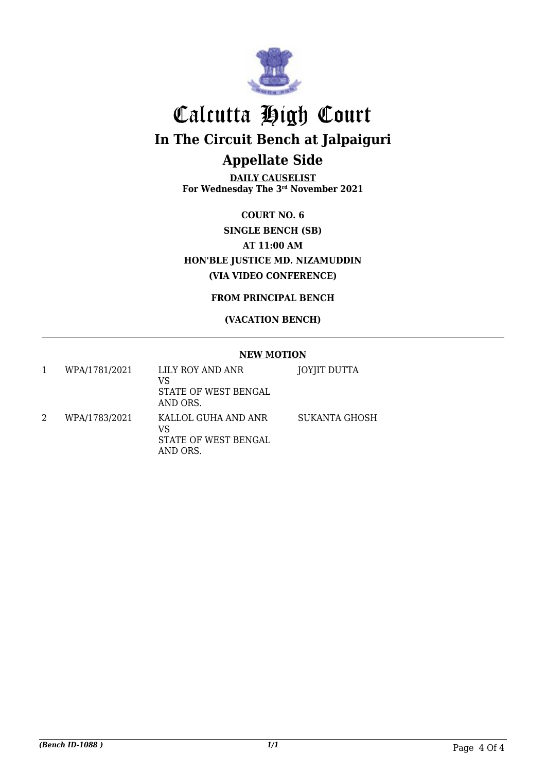# Calcutta High Court

## In The Circuit Bench at Jalpaiguri

## Appellate Side

**DAILY CAUSELIST**
**For Wednesday The 3rd November 2021**

**COURT NO. 6**

**SINGLE BENCH (SB)**

**AT 11:00 AM**

**HON'BLE JUSTICE MD. NIZAMUDDIN**

**(VIA VIDEO CONFERENCE)**

**FROM PRINCIPAL BENCH**

**(VACATION BENCH)**

**NEW MOTION**

| | | | |
|---|---|---|---|
| 1 | WPA/1781/2021 | LILY ROY AND ANR<br>VS<br>STATE OF WEST BENGAL AND ORS. | JOYJIT DUTTA |
| 2 | WPA/1783/2021 | KALLOL GUHA AND ANR<br>VS<br>STATE OF WEST BENGAL AND ORS. | SUKANTA GHOSH |

*(Bench ID-1088 )*